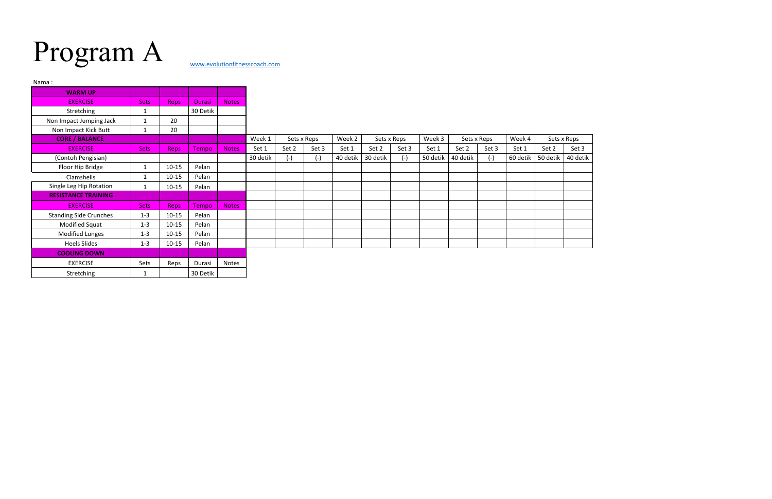# Program A

www.evolutionfitnesscoach.com

Nama :

| WARM UP | | | | |
|---|---|---|---|---|
| EXERCISE | Sets | Reps | Durasi | Notes |
| Stretching | 1 | | 30 Detik | |
| Non Impact Jumping Jack | 1 | 20 | | |
| Non Impact Kick Butt | 1 | 20 | | |

| CORE / BALANCE | | | | | Week 1 | Sets x Reps | | Week 2 | Sets x Reps | | Week 3 | Sets x Reps | | Week 4 | Sets x Reps | |
|---|---|---|---|---|---|---|---|---|---|---|---|---|---|---|---|---|
| EXERCISE | Sets | Reps | Tempo | Notes | Set 1 | Set 2 | Set 3 | Set 1 | Set 2 | Set 3 | Set 1 | Set 2 | Set 3 | Set 1 | Set 2 | Set 3 |
| (Contoh Pengisian) | | | | | 30 detik | (-) | (-) | 40 detik | 30 detik | (-) | 50 detik | 40 detik | (-) | 60 detik | 50 detik | 40 detik |
| Floor Hip Bridge | 1 | 10-15 | Pelan | | | | | | | | | | | | | |
| Clamshells | 1 | 10-15 | Pelan | | | | | | | | | | | | | |
| Single Leg Hip Rotation | 1 | 10-15 | Pelan | | | | | | | | | | | | | |
| **RESISTANCE TRAINING** | | | | | | | | | | | | | | | | |
| EXERCISE | Sets | Reps | Tempo | Notes | | | | | | | | | | | | |
| Standing Side Crunches | 1-3 | 10-15 | Pelan | | | | | | | | | | | | | |
| Modified Squat | 1-3 | 10-15 | Pelan | | | | | | | | | | | | | |
| Modified Lunges | 1-3 | 10-15 | Pelan | | | | | | | | | | | | | |
| Heels Slides | 1-3 | 10-15 | Pelan | | | | | | | | | | | | | |

| COOLING DOWN | | | | |
|---|---|---|---|---|
| EXERCISE | Sets | Reps | Durasi | Notes |
| Stretching | 1 | | 30 Detik | |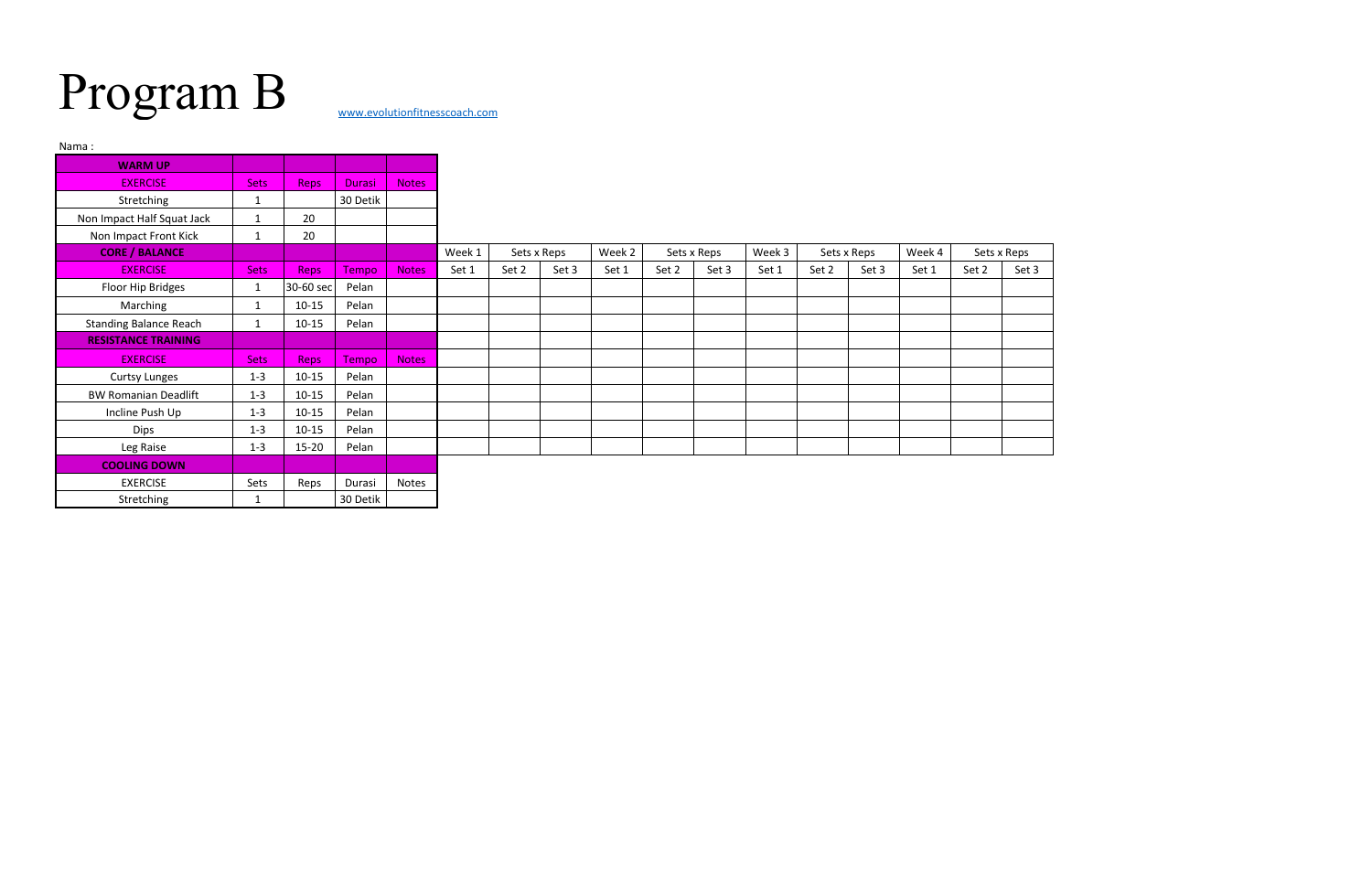# Program B

www.evolutionfitnesscoach.com

Nama :

| WARM UP | | | | |
|---|---|---|---|---|
| EXERCISE | Sets | Reps | Durasi | Notes |
| Stretching | 1 | | 30 Detik | |
| Non Impact Half Squat Jack | 1 | 20 | | |
| Non Impact Front Kick | 1 | 20 | | |

| CORE / BALANCE | | | | | Week 1 | Sets x Reps | | Week 2 | Sets x Reps | | Week 3 | Sets x Reps | | Week 4 | Sets x Reps | |
|---|---|---|---|---|---|---|---|---|---|---|---|---|---|---|---|---|
| EXERCISE | Sets | Reps | Tempo | Notes | Set 1 | Set 2 | Set 3 | Set 1 | Set 2 | Set 3 | Set 1 | Set 2 | Set 3 | Set 1 | Set 2 | Set 3 |
| Floor Hip Bridges | 1 | 30-60 sec | Pelan | | | | | | | | | | | | | |
| Marching | 1 | 10-15 | Pelan | | | | | | | | | | | | | |
| Standing Balance Reach | 1 | 10-15 | Pelan | | | | | | | | | | | | | |
| **RESISTANCE TRAINING** | | | | | | | | | | | | | | | | |
| EXERCISE | Sets | Reps | Tempo | Notes | | | | | | | | | | | | |
| Curtsy Lunges | 1-3 | 10-15 | Pelan | | | | | | | | | | | | | |
| BW Romanian Deadlift | 1-3 | 10-15 | Pelan | | | | | | | | | | | | | |
| Incline Push Up | 1-3 | 10-15 | Pelan | | | | | | | | | | | | | |
| Dips | 1-3 | 10-15 | Pelan | | | | | | | | | | | | | |
| Leg Raise | 1-3 | 15-20 | Pelan | | | | | | | | | | | | | |

| COOLING DOWN | | | | |
|---|---|---|---|---|
| EXERCISE | Sets | Reps | Durasi | Notes |
| Stretching | 1 | | 30 Detik | |